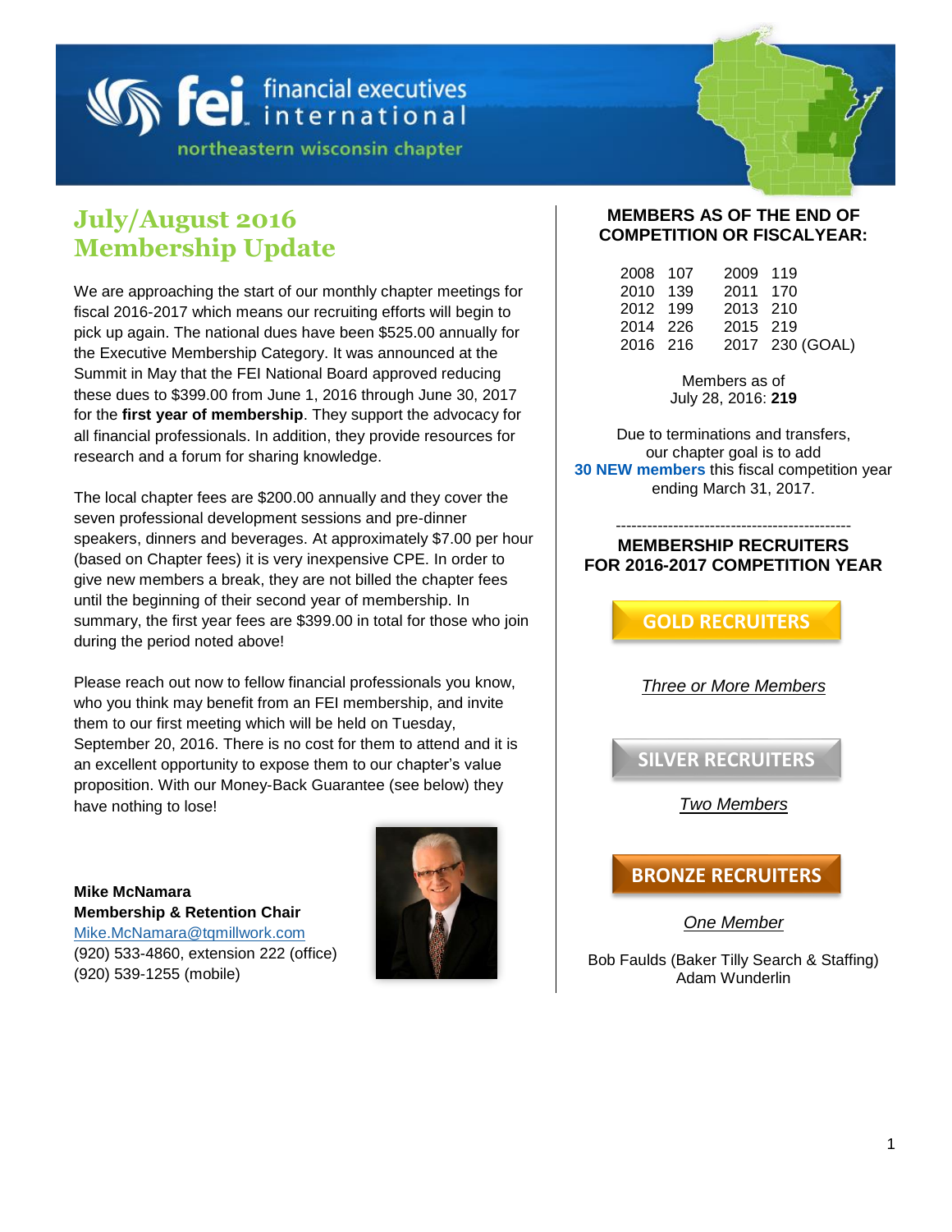financial executives international

northeastern wisconsin chapter

# July/August 2016 Membership Update

We are approaching the start of our monthly chapter meetings for fiscal 2016-2017 which means our recruiting efforts will begin to pick up again. The national dues have been $525.00 annually for the Executive Membership Category. It was announced at the Summit in May that the FEI National Board approved reducing these dues to $399.00 from June 1, 2016 through June 30, 2017 for the **first year of membership**. They support the advocacy for all financial professionals. In addition, they provide resources for research and a forum for sharing knowledge.

The local chapter fees are $200.00 annually and they cover the seven professional development sessions and pre-dinner speakers, dinners and beverages. At approximately $7.00 per hour (based on Chapter fees) it is very inexpensive CPE. In order to give new members a break, they are not billed the chapter fees until the beginning of their second year of membership. In summary, the first year fees are $399.00 in total for those who join during the period noted above!

Please reach out now to fellow financial professionals you know, who you think may benefit from an FEI membership, and invite them to our first meeting which will be held on Tuesday, September 20, 2016. There is no cost for them to attend and it is an excellent opportunity to expose them to our chapter's value proposition. With our Money-Back Guarantee (see below) they have nothing to lose!

**Mike McNamara**
**Membership & Retention Chair**
Mike.McNamara@tqmillwork.com
(920) 533-4860, extension 222 (office)
(920) 539-1255 (mobile)

## MEMBERS AS OF THE END OF COMPETITION OR FISCALYEAR:

| Year | Members | Year | Members |
|---|---|---|---|
| 2008 | 107 | 2009 | 119 |
| 2010 | 139 | 2011 | 170 |
| 2012 | 199 | 2013 | 210 |
| 2014 | 226 | 2015 | 219 |
| 2016 | 216 | 2017 | 230 (GOAL) |

Members as of July 28, 2016: **219**

Due to terminations and transfers, our chapter goal is to add **30 NEW members** this fiscal competition year ending March 31, 2017.

---

## MEMBERSHIP RECRUITERS FOR 2016-2017 COMPETITION YEAR

**GOLD RECRUITERS**

*Three or More Members*

**SILVER RECRUITERS**

*Two Members*

**BRONZE RECRUITERS**

*One Member*

Bob Faulds (Baker Tilly Search & Staffing)
Adam Wunderlin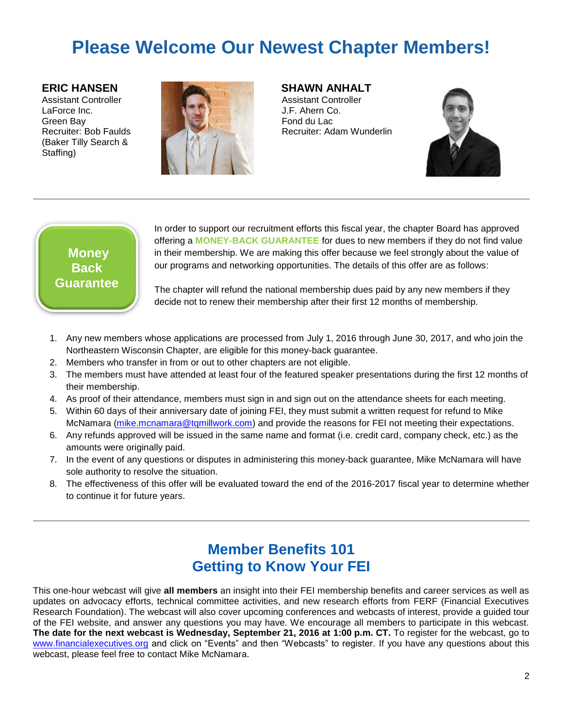# Please Welcome Our Newest Chapter Members!

**ERIC HANSEN**
Assistant Controller
LaForce Inc.
Green Bay
Recruiter: Bob Faulds (Baker Tilly Search & Staffing)

**SHAWN ANHALT**
Assistant Controller
J.F. Ahern Co.
Fond du Lac
Recruiter: Adam Wunderlin

---

**Money Back Guarantee**

In order to support our recruitment efforts this fiscal year, the chapter Board has approved offering a **MONEY-BACK GUARANTEE** for dues to new members if they do not find value in their membership. We are making this offer because we feel strongly about the value of our programs and networking opportunities. The details of this offer are as follows:

The chapter will refund the national membership dues paid by any new members if they decide not to renew their membership after their first 12 months of membership.

1. Any new members whose applications are processed from July 1, 2016 through June 30, 2017, and who join the Northeastern Wisconsin Chapter, are eligible for this money-back guarantee.
2. Members who transfer in from or out to other chapters are not eligible.
3. The members must have attended at least four of the featured speaker presentations during the first 12 months of their membership.
4. As proof of their attendance, members must sign in and sign out on the attendance sheets for each meeting.
5. Within 60 days of their anniversary date of joining FEI, they must submit a written request for refund to Mike McNamara (mike.mcnamara@tqmillwork.com) and provide the reasons for FEI not meeting their expectations.
6. Any refunds approved will be issued in the same name and format (i.e. credit card, company check, etc.) as the amounts were originally paid.
7. In the event of any questions or disputes in administering this money-back guarantee, Mike McNamara will have sole authority to resolve the situation.
8. The effectiveness of this offer will be evaluated toward the end of the 2016-2017 fiscal year to determine whether to continue it for future years.

---

## Member Benefits 101
## Getting to Know Your FEI

This one-hour webcast will give **all members** an insight into their FEI membership benefits and career services as well as updates on advocacy efforts, technical committee activities, and new research efforts from FERF (Financial Executives Research Foundation). The webcast will also cover upcoming conferences and webcasts of interest, provide a guided tour of the FEI website, and answer any questions you may have. We encourage all members to participate in this webcast. **The date for the next webcast is Wednesday, September 21, 2016 at 1:00 p.m. CT.** To register for the webcast, go to www.financialexecutives.org and click on "Events" and then "Webcasts" to register. If you have any questions about this webcast, please feel free to contact Mike McNamara.